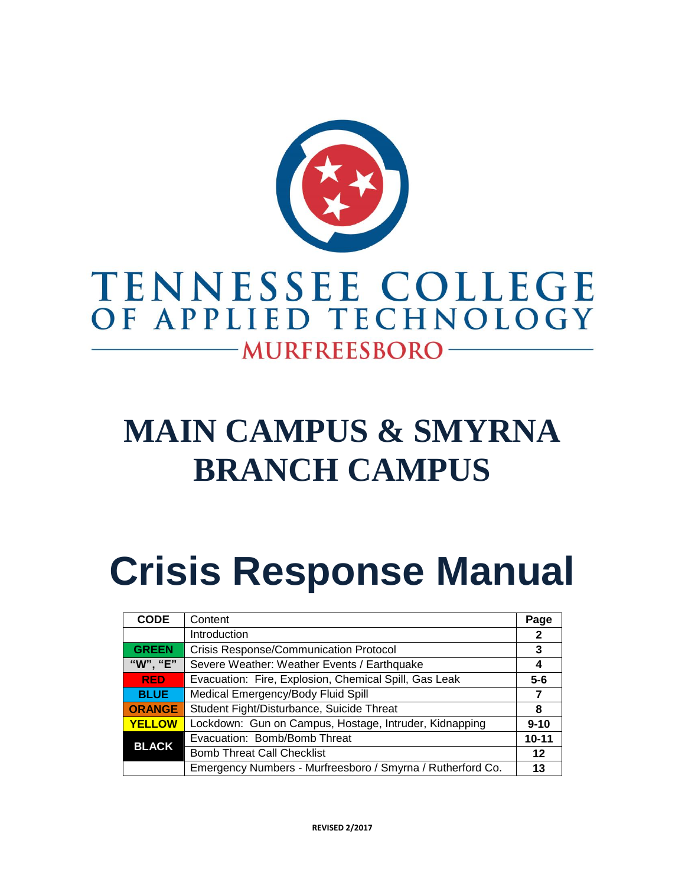# TENNESSEE COLLEGE OF APPLIED TECHNOLOGY

## MURFREESBORO

# MAIN CAMPUS & SMYRNA BRANCH CAMPUS

# Crisis Response Manual

| CODE | Content | Page |
|---|---|---|
| | Introduction | 2 |
| GREEN | Crisis Response/Communication Protocol | 3 |
| "W", "E" | Severe Weather: Weather Events / Earthquake | 4 |
| RED | Evacuation: Fire, Explosion, Chemical Spill, Gas Leak | 5-6 |
| BLUE | Medical Emergency/Body Fluid Spill | 7 |
| ORANGE | Student Fight/Disturbance, Suicide Threat | 8 |
| YELLOW | Lockdown: Gun on Campus, Hostage, Intruder, Kidnapping | 9-10 |
| BLACK | Evacuation: Bomb/Bomb Threat | 10-11 |
| | Bomb Threat Call Checklist | 12 |
| | Emergency Numbers - Murfreesboro / Smyrna / Rutherford Co. | 13 |

**REVISED 2/2017**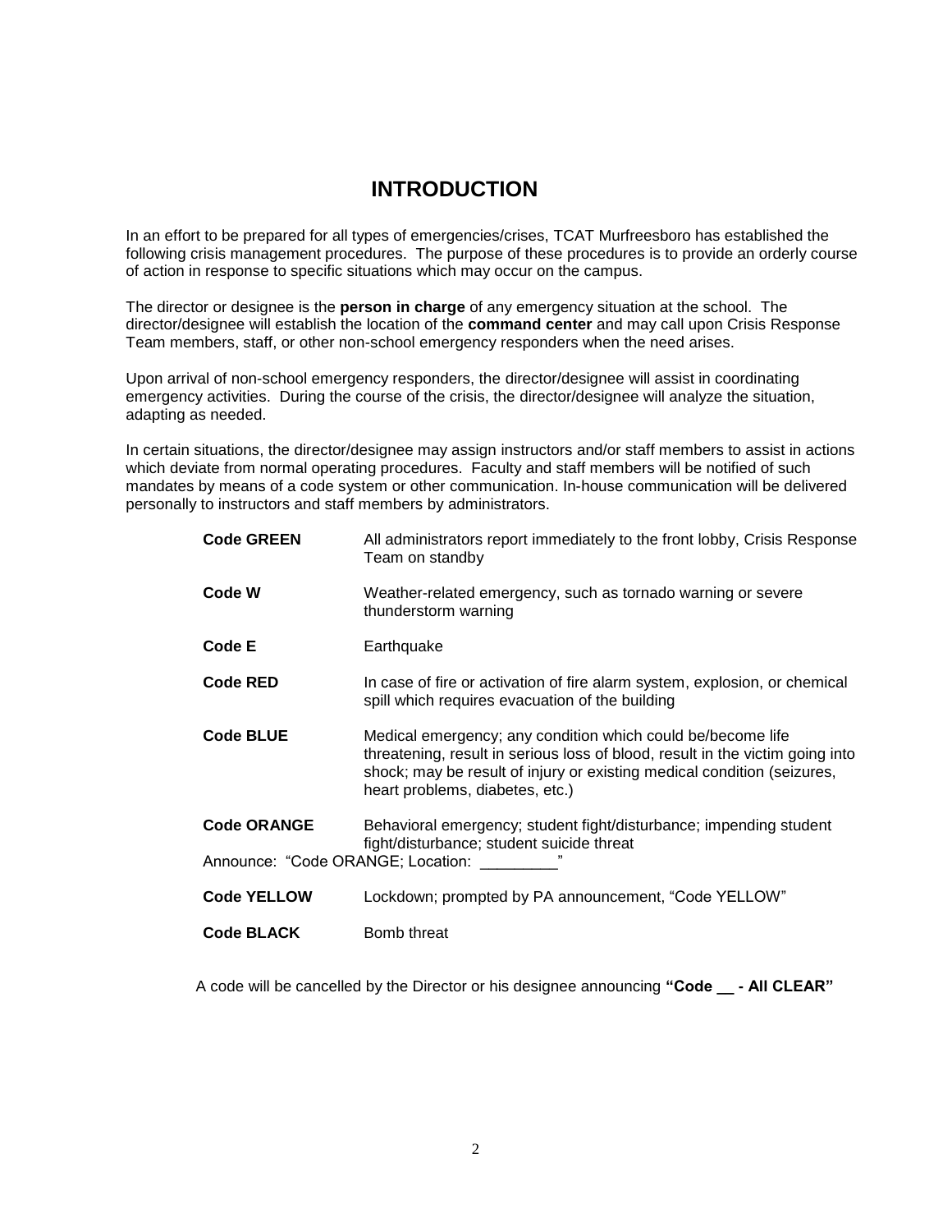# INTRODUCTION

In an effort to be prepared for all types of emergencies/crises, TCAT Murfreesboro has established the following crisis management procedures. The purpose of these procedures is to provide an orderly course of action in response to specific situations which may occur on the campus.

The director or designee is the **person in charge** of any emergency situation at the school. The director/designee will establish the location of the **command center** and may call upon Crisis Response Team members, staff, or other non-school emergency responders when the need arises.

Upon arrival of non-school emergency responders, the director/designee will assist in coordinating emergency activities. During the course of the crisis, the director/designee will analyze the situation, adapting as needed.

In certain situations, the director/designee may assign instructors and/or staff members to assist in actions which deviate from normal operating procedures. Faculty and staff members will be notified of such mandates by means of a code system or other communication. In-house communication will be delivered personally to instructors and staff members by administrators.

| | |
|---|---|
| **Code GREEN** | All administrators report immediately to the front lobby, Crisis Response Team on standby |
| **Code W** | Weather-related emergency, such as tornado warning or severe thunderstorm warning |
| **Code E** | Earthquake |
| **Code RED** | In case of fire or activation of fire alarm system, explosion, or chemical spill which requires evacuation of the building |
| **Code BLUE** | Medical emergency; any condition which could be/become life threatening, result in serious loss of blood, result in the victim going into shock; may be result of injury or existing medical condition (seizures, heart problems, diabetes, etc.) |
| **Code ORANGE** | Behavioral emergency; student fight/disturbance; impending student fight/disturbance; student suicide threat |

Announce: "Code ORANGE; Location: _________"

| | |
|---|---|
| **Code YELLOW** | Lockdown; prompted by PA announcement, "Code YELLOW" |
| **Code BLACK** | Bomb threat |

A code will be cancelled by the Director or his designee announcing **"Code __ - All CLEAR"**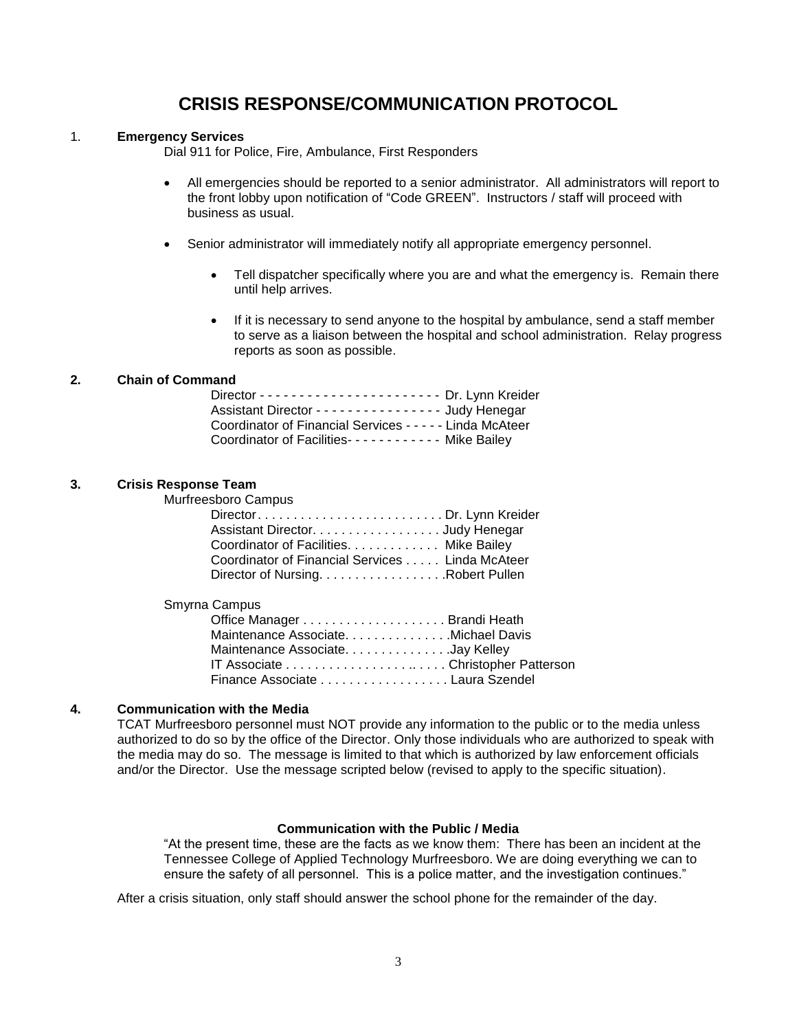# CRISIS RESPONSE/COMMUNICATION PROTOCOL

1. **Emergency Services**

   Dial 911 for Police, Fire, Ambulance, First Responders

   - All emergencies should be reported to a senior administrator. All administrators will report to the front lobby upon notification of "Code GREEN". Instructors / staff will proceed with business as usual.

   - Senior administrator will immediately notify all appropriate emergency personnel.

     - Tell dispatcher specifically where you are and what the emergency is. Remain there until help arrives.

     - If it is necessary to send anyone to the hospital by ambulance, send a staff member to serve as a liaison between the hospital and school administration. Relay progress reports as soon as possible.

2. **Chain of Command**

   Director - - - - - - - - - - - - - - - - - - - - - - - Dr. Lynn Kreider
   Assistant Director - - - - - - - - - - - - - - - - Judy Henegar
   Coordinator of Financial Services - - - - - Linda McAteer
   Coordinator of Facilities- - - - - - - - - - - - Mike Bailey

3. **Crisis Response Team**

   Murfreesboro Campus

   Director. . . . . . . . . . . . . . . . . . . . . . . . . . Dr. Lynn Kreider
   Assistant Director. . . . . . . . . . . . . . . . . . Judy Henegar
   Coordinator of Facilities. . . . . . . . . . . . . Mike Bailey
   Coordinator of Financial Services . . . . . Linda McAteer
   Director of Nursing. . . . . . . . . . . . . . . . . .Robert Pullen

   Smyrna Campus

   Office Manager . . . . . . . . . . . . . . . . . . . . Brandi Heath
   Maintenance Associate. . . . . . . . . . . . . . .Michael Davis
   Maintenance Associate. . . . . . . . . . . . . . .Jay Kelley
   IT Associate . . . . . . . . . . . . . . . . . . .. . . . . Christopher Patterson
   Finance Associate . . . . . . . . . . . . . . . . . . Laura Szendel

4. **Communication with the Media**

   TCAT Murfreesboro personnel must NOT provide any information to the public or to the media unless authorized to do so by the office of the Director. Only those individuals who are authorized to speak with the media may do so. The message is limited to that which is authorized by law enforcement officials and/or the Director. Use the message scripted below (revised to apply to the specific situation).

**Communication with the Public / Media**

"At the present time, these are the facts as we know them: There has been an incident at the Tennessee College of Applied Technology Murfreesboro. We are doing everything we can to ensure the safety of all personnel. This is a police matter, and the investigation continues."

After a crisis situation, only staff should answer the school phone for the remainder of the day.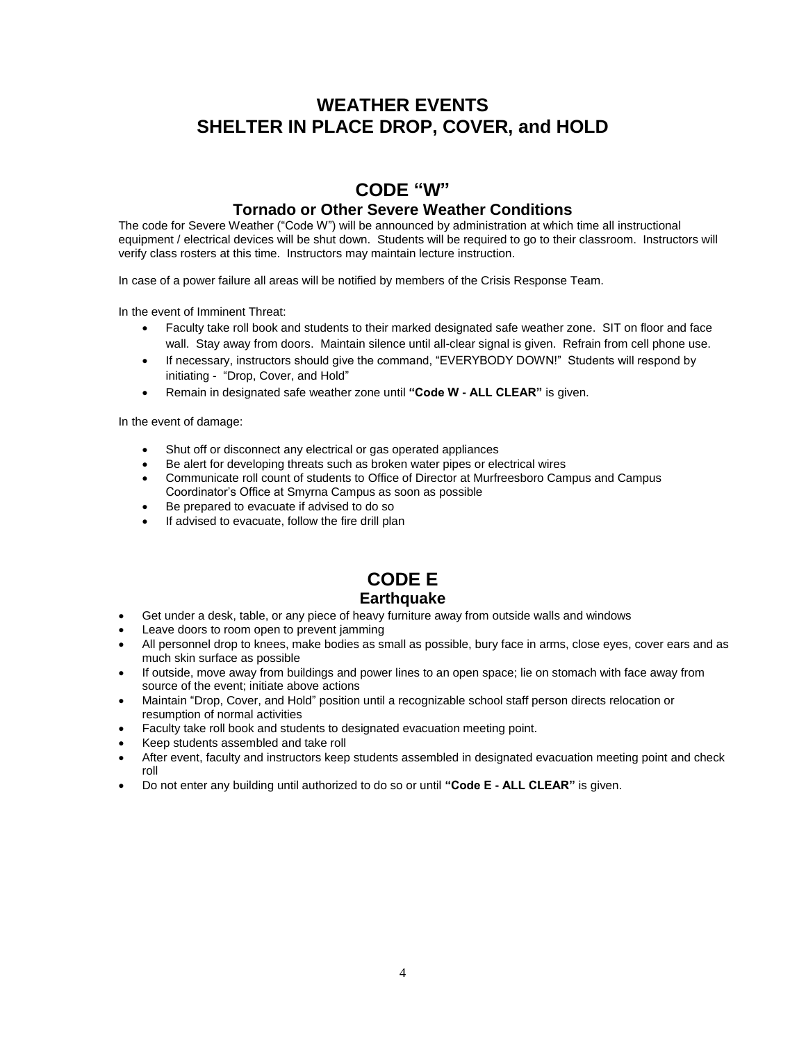# WEATHER EVENTS
# SHELTER IN PLACE DROP, COVER, and HOLD

## CODE "W"

### Tornado or Other Severe Weather Conditions

The code for Severe Weather ("Code W") will be announced by administration at which time all instructional equipment / electrical devices will be shut down. Students will be required to go to their classroom. Instructors will verify class rosters at this time. Instructors may maintain lecture instruction.

In case of a power failure all areas will be notified by members of the Crisis Response Team.

In the event of Imminent Threat:

- Faculty take roll book and students to their marked designated safe weather zone. SIT on floor and face wall. Stay away from doors. Maintain silence until all-clear signal is given. Refrain from cell phone use.
- If necessary, instructors should give the command, "EVERYBODY DOWN!" Students will respond by initiating - "Drop, Cover, and Hold"
- Remain in designated safe weather zone until **"Code W - ALL CLEAR"** is given.

In the event of damage:

- Shut off or disconnect any electrical or gas operated appliances
- Be alert for developing threats such as broken water pipes or electrical wires
- Communicate roll count of students to Office of Director at Murfreesboro Campus and Campus Coordinator's Office at Smyrna Campus as soon as possible
- Be prepared to evacuate if advised to do so
- If advised to evacuate, follow the fire drill plan

## CODE E

### Earthquake

- Get under a desk, table, or any piece of heavy furniture away from outside walls and windows
- Leave doors to room open to prevent jamming
- All personnel drop to knees, make bodies as small as possible, bury face in arms, close eyes, cover ears and as much skin surface as possible
- If outside, move away from buildings and power lines to an open space; lie on stomach with face away from source of the event; initiate above actions
- Maintain "Drop, Cover, and Hold" position until a recognizable school staff person directs relocation or resumption of normal activities
- Faculty take roll book and students to designated evacuation meeting point.
- Keep students assembled and take roll
- After event, faculty and instructors keep students assembled in designated evacuation meeting point and check roll
- Do not enter any building until authorized to do so or until **"Code E - ALL CLEAR"** is given.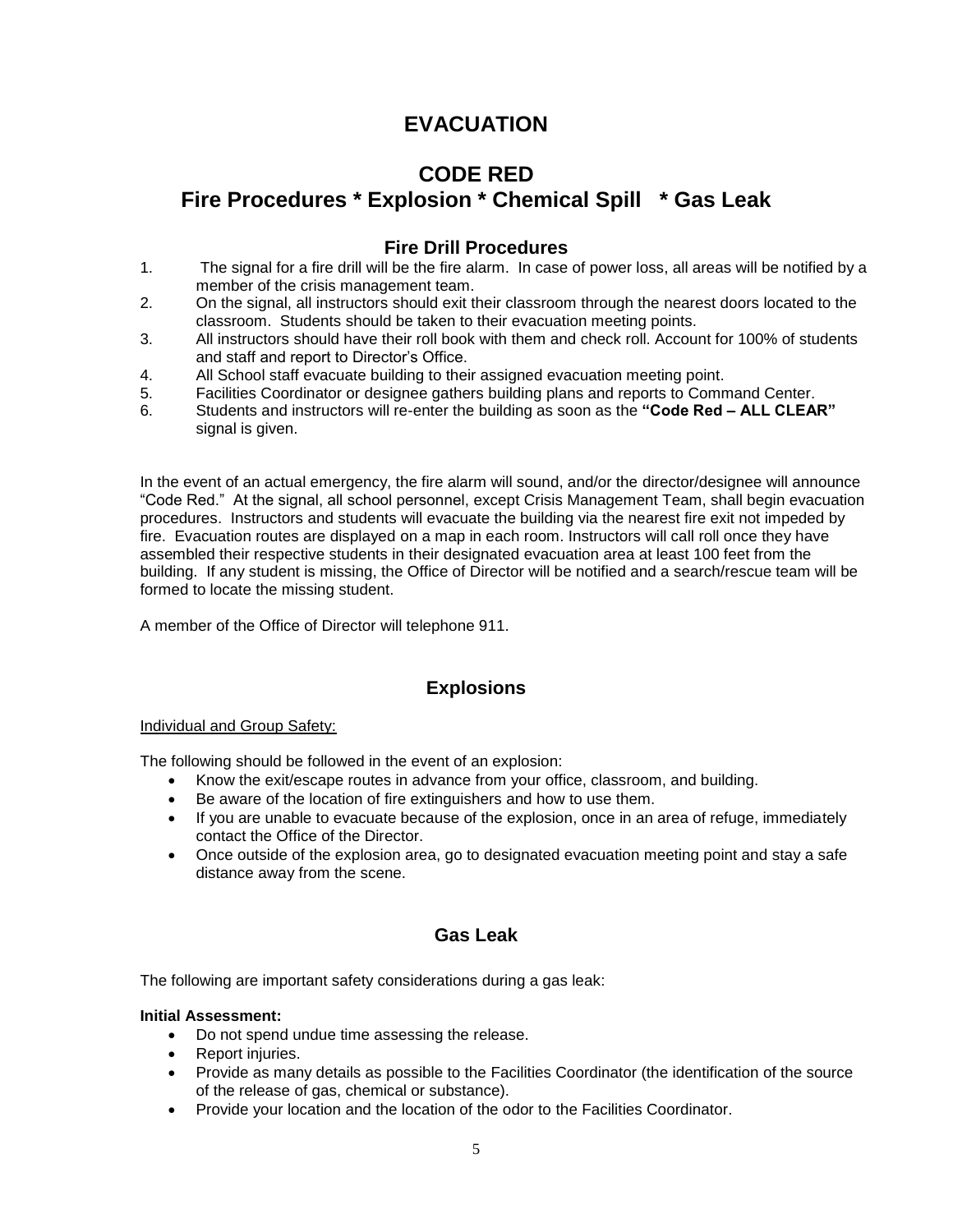# EVACUATION

## CODE RED

## Fire Procedures * Explosion * Chemical Spill * Gas Leak

### Fire Drill Procedures

1. The signal for a fire drill will be the fire alarm. In case of power loss, all areas will be notified by a member of the crisis management team.
2. On the signal, all instructors should exit their classroom through the nearest doors located to the classroom. Students should be taken to their evacuation meeting points.
3. All instructors should have their roll book with them and check roll. Account for 100% of students and staff and report to Director's Office.
4. All School staff evacuate building to their assigned evacuation meeting point.
5. Facilities Coordinator or designee gathers building plans and reports to Command Center.
6. Students and instructors will re-enter the building as soon as the **"Code Red – ALL CLEAR"** signal is given.

In the event of an actual emergency, the fire alarm will sound, and/or the director/designee will announce "Code Red." At the signal, all school personnel, except Crisis Management Team, shall begin evacuation procedures. Instructors and students will evacuate the building via the nearest fire exit not impeded by fire. Evacuation routes are displayed on a map in each room. Instructors will call roll once they have assembled their respective students in their designated evacuation area at least 100 feet from the building. If any student is missing, the Office of Director will be notified and a search/rescue team will be formed to locate the missing student.

A member of the Office of Director will telephone 911.

### Explosions

Individual and Group Safety:

The following should be followed in the event of an explosion:

- Know the exit/escape routes in advance from your office, classroom, and building.
- Be aware of the location of fire extinguishers and how to use them.
- If you are unable to evacuate because of the explosion, once in an area of refuge, immediately contact the Office of the Director.
- Once outside of the explosion area, go to designated evacuation meeting point and stay a safe distance away from the scene.

### Gas Leak

The following are important safety considerations during a gas leak:

**Initial Assessment:**

- Do not spend undue time assessing the release.
- Report injuries.
- Provide as many details as possible to the Facilities Coordinator (the identification of the source of the release of gas, chemical or substance).
- Provide your location and the location of the odor to the Facilities Coordinator.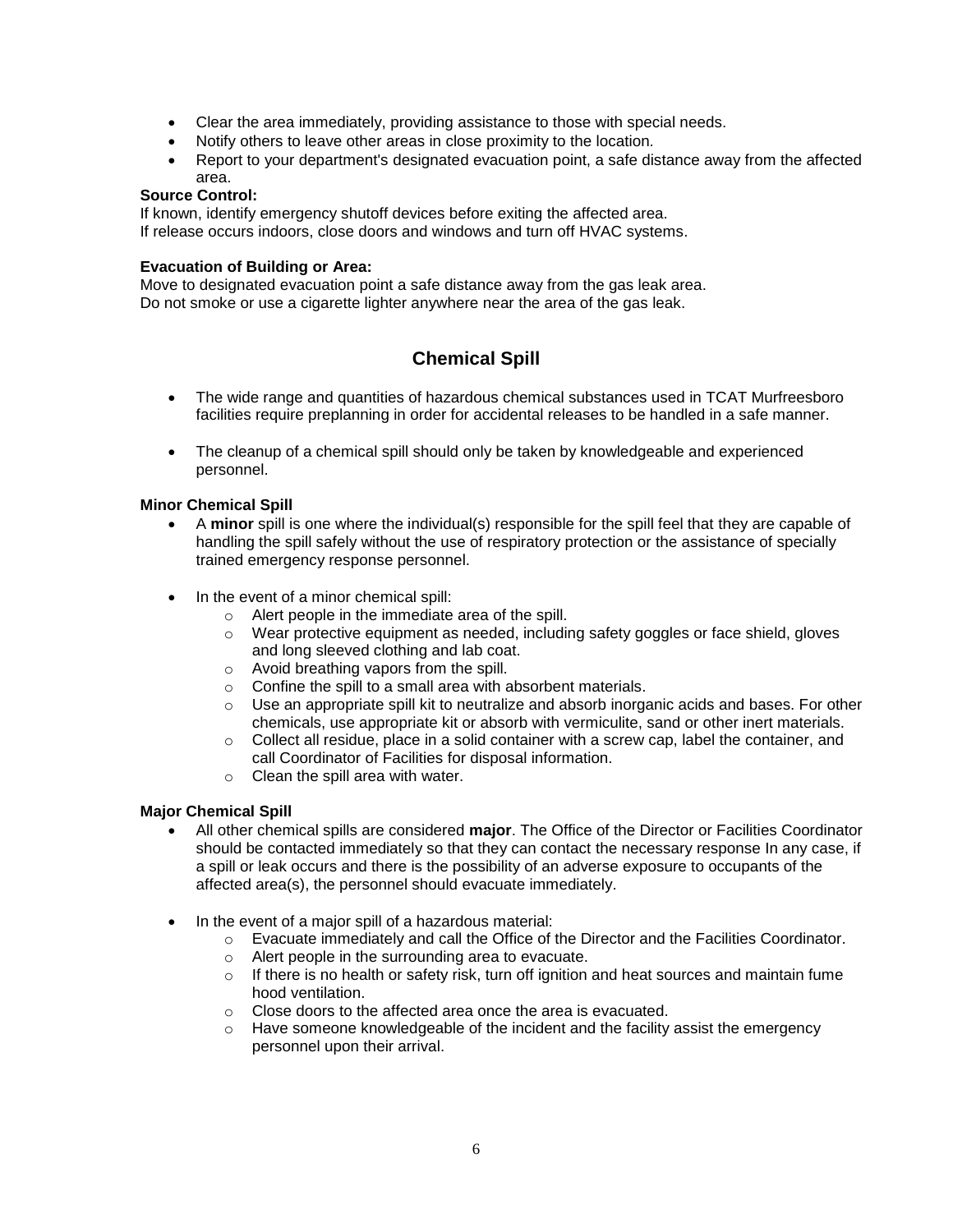- Clear the area immediately, providing assistance to those with special needs.
- Notify others to leave other areas in close proximity to the location.
- Report to your department's designated evacuation point, a safe distance away from the affected area.

**Source Control:**

If known, identify emergency shutoff devices before exiting the affected area.
If release occurs indoors, close doors and windows and turn off HVAC systems.

**Evacuation of Building or Area:**

Move to designated evacuation point a safe distance away from the gas leak area.
Do not smoke or use a cigarette lighter anywhere near the area of the gas leak.

## Chemical Spill

- The wide range and quantities of hazardous chemical substances used in TCAT Murfreesboro facilities require preplanning in order for accidental releases to be handled in a safe manner.

- The cleanup of a chemical spill should only be taken by knowledgeable and experienced personnel.

**Minor Chemical Spill**

- A **minor** spill is one where the individual(s) responsible for the spill feel that they are capable of handling the spill safely without the use of respiratory protection or the assistance of specially trained emergency response personnel.

- In the event of a minor chemical spill:
  - Alert people in the immediate area of the spill.
  - Wear protective equipment as needed, including safety goggles or face shield, gloves and long sleeved clothing and lab coat.
  - Avoid breathing vapors from the spill.
  - Confine the spill to a small area with absorbent materials.
  - Use an appropriate spill kit to neutralize and absorb inorganic acids and bases. For other chemicals, use appropriate kit or absorb with vermiculite, sand or other inert materials.
  - Collect all residue, place in a solid container with a screw cap, label the container, and call Coordinator of Facilities for disposal information.
  - Clean the spill area with water.

**Major Chemical Spill**

- All other chemical spills are considered **major**. The Office of the Director or Facilities Coordinator should be contacted immediately so that they can contact the necessary response In any case, if a spill or leak occurs and there is the possibility of an adverse exposure to occupants of the affected area(s), the personnel should evacuate immediately.

- In the event of a major spill of a hazardous material:
  - Evacuate immediately and call the Office of the Director and the Facilities Coordinator.
  - Alert people in the surrounding area to evacuate.
  - If there is no health or safety risk, turn off ignition and heat sources and maintain fume hood ventilation.
  - Close doors to the affected area once the area is evacuated.
  - Have someone knowledgeable of the incident and the facility assist the emergency personnel upon their arrival.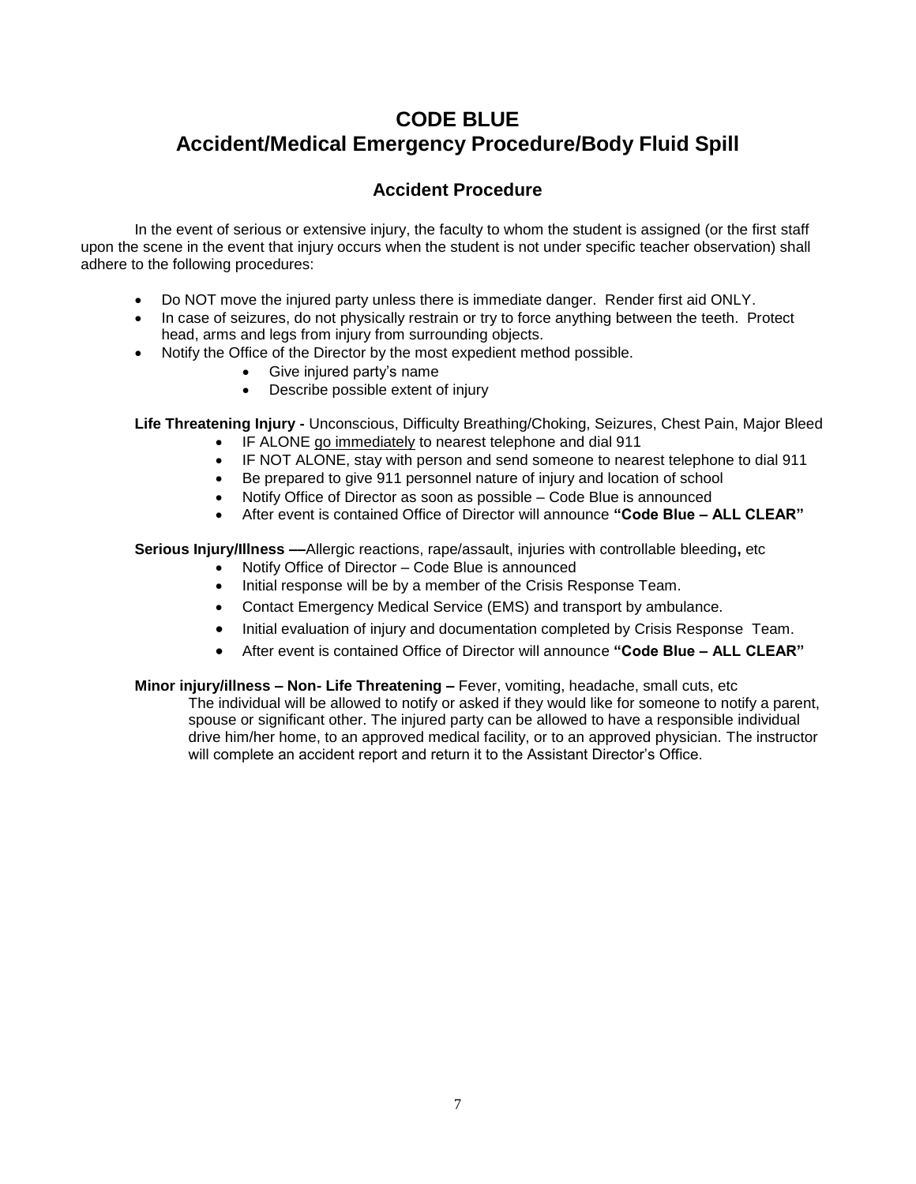# CODE BLUE
# Accident/Medical Emergency Procedure/Body Fluid Spill

## Accident Procedure

In the event of serious or extensive injury, the faculty to whom the student is assigned (or the first staff upon the scene in the event that injury occurs when the student is not under specific teacher observation) shall adhere to the following procedures:

- Do NOT move the injured party unless there is immediate danger. Render first aid ONLY.
- In case of seizures, do not physically restrain or try to force anything between the teeth. Protect head, arms and legs from injury from surrounding objects.
- Notify the Office of the Director by the most expedient method possible.
    - Give injured party's name
    - Describe possible extent of injury

**Life Threatening Injury -** Unconscious, Difficulty Breathing/Choking, Seizures, Chest Pain, Major Bleed

- IF ALONE go immediately to nearest telephone and dial 911
- IF NOT ALONE, stay with person and send someone to nearest telephone to dial 911
- Be prepared to give 911 personnel nature of injury and location of school
- Notify Office of Director as soon as possible – Code Blue is announced
- After event is contained Office of Director will announce **"Code Blue – ALL CLEAR"**

**Serious Injury/Illness —**Allergic reactions, rape/assault, injuries with controllable bleeding**,** etc

- Notify Office of Director – Code Blue is announced
- Initial response will be by a member of the Crisis Response Team.
- Contact Emergency Medical Service (EMS) and transport by ambulance.
- Initial evaluation of injury and documentation completed by Crisis Response Team.
- After event is contained Office of Director will announce **"Code Blue – ALL CLEAR"**

**Minor injury/illness – Non- Life Threatening –** Fever, vomiting, headache, small cuts, etc

The individual will be allowed to notify or asked if they would like for someone to notify a parent, spouse or significant other. The injured party can be allowed to have a responsible individual drive him/her home, to an approved medical facility, or to an approved physician. The instructor will complete an accident report and return it to the Assistant Director's Office.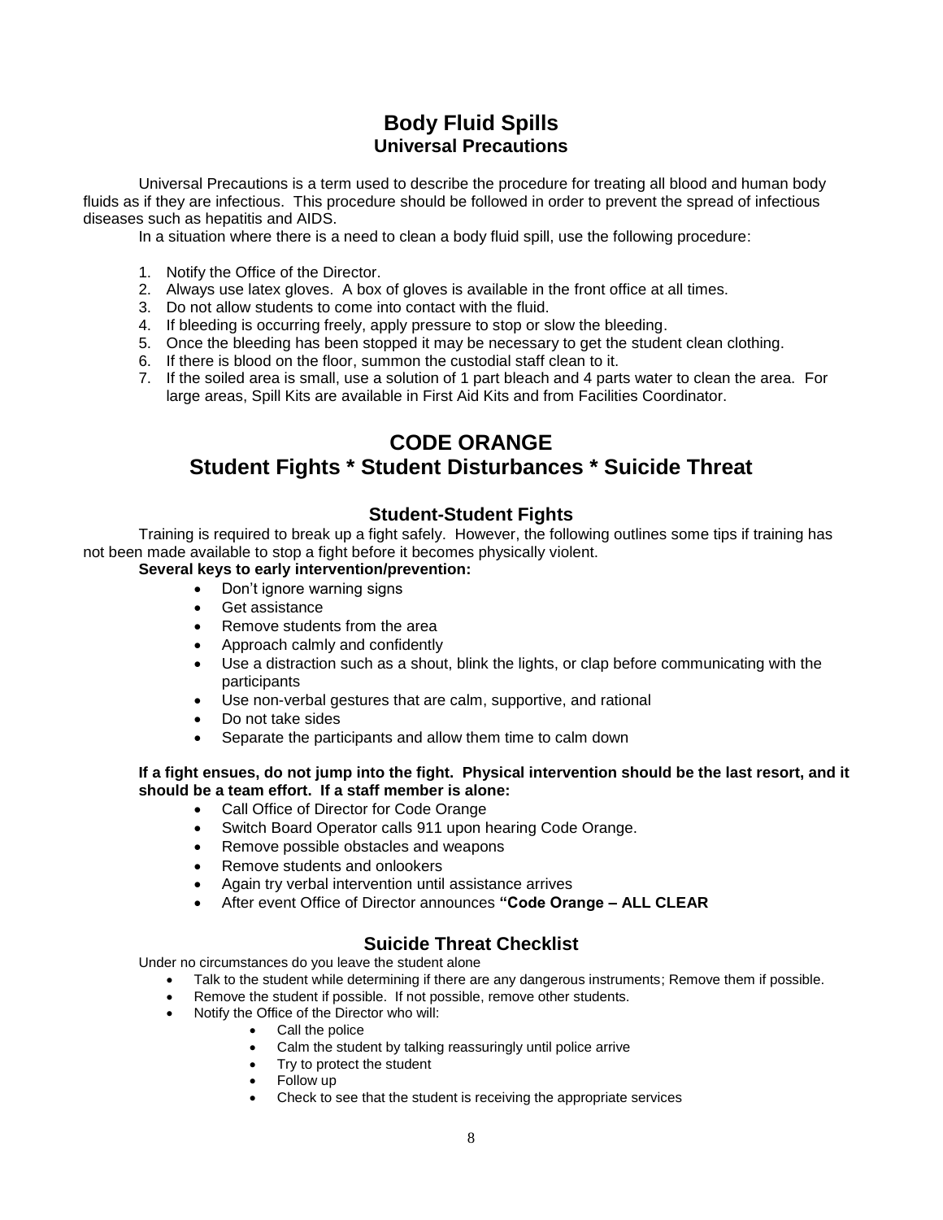## Body Fluid Spills
### Universal Precautions

Universal Precautions is a term used to describe the procedure for treating all blood and human body fluids as if they are infectious. This procedure should be followed in order to prevent the spread of infectious diseases such as hepatitis and AIDS.

In a situation where there is a need to clean a body fluid spill, use the following procedure:

1. Notify the Office of the Director.
2. Always use latex gloves. A box of gloves is available in the front office at all times.
3. Do not allow students to come into contact with the fluid.
4. If bleeding is occurring freely, apply pressure to stop or slow the bleeding.
5. Once the bleeding has been stopped it may be necessary to get the student clean clothing.
6. If there is blood on the floor, summon the custodial staff clean to it.
7. If the soiled area is small, use a solution of 1 part bleach and 4 parts water to clean the area. For large areas, Spill Kits are available in First Aid Kits and from Facilities Coordinator.

## CODE ORANGE
## Student Fights * Student Disturbances * Suicide Threat

### Student-Student Fights

Training is required to break up a fight safely. However, the following outlines some tips if training has not been made available to stop a fight before it becomes physically violent.

**Several keys to early intervention/prevention:**

- Don't ignore warning signs
- Get assistance
- Remove students from the area
- Approach calmly and confidently
- Use a distraction such as a shout, blink the lights, or clap before communicating with the participants
- Use non-verbal gestures that are calm, supportive, and rational
- Do not take sides
- Separate the participants and allow them time to calm down

**If a fight ensues, do not jump into the fight. Physical intervention should be the last resort, and it should be a team effort. If a staff member is alone:**

- Call Office of Director for Code Orange
- Switch Board Operator calls 911 upon hearing Code Orange.
- Remove possible obstacles and weapons
- Remove students and onlookers
- Again try verbal intervention until assistance arrives
- After event Office of Director announces **"Code Orange – ALL CLEAR**

### Suicide Threat Checklist

Under no circumstances do you leave the student alone

- Talk to the student while determining if there are any dangerous instruments; Remove them if possible.
- Remove the student if possible. If not possible, remove other students.
- Notify the Office of the Director who will:
  - Call the police
  - Calm the student by talking reassuringly until police arrive
  - Try to protect the student
  - Follow up
  - Check to see that the student is receiving the appropriate services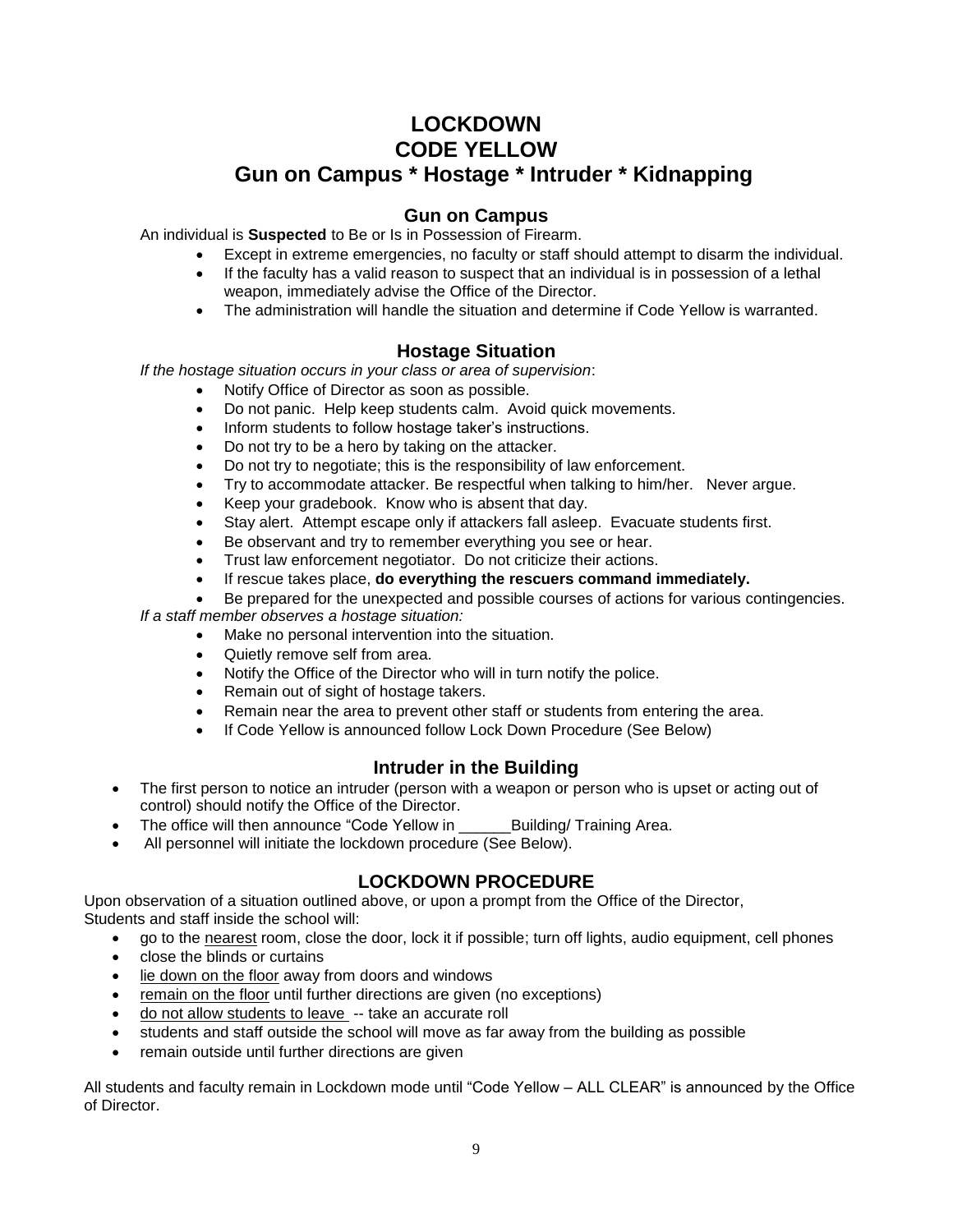# LOCKDOWN
# CODE YELLOW
# Gun on Campus * Hostage * Intruder * Kidnapping

## Gun on Campus

An individual is **Suspected** to Be or Is in Possession of Firearm.

- Except in extreme emergencies, no faculty or staff should attempt to disarm the individual.
- If the faculty has a valid reason to suspect that an individual is in possession of a lethal weapon, immediately advise the Office of the Director.
- The administration will handle the situation and determine if Code Yellow is warranted.

## Hostage Situation

*If the hostage situation occurs in your class or area of supervision*:

- Notify Office of Director as soon as possible.
- Do not panic. Help keep students calm. Avoid quick movements.
- Inform students to follow hostage taker's instructions.
- Do not try to be a hero by taking on the attacker.
- Do not try to negotiate; this is the responsibility of law enforcement.
- Try to accommodate attacker. Be respectful when talking to him/her. Never argue.
- Keep your gradebook. Know who is absent that day.
- Stay alert. Attempt escape only if attackers fall asleep. Evacuate students first.
- Be observant and try to remember everything you see or hear.
- Trust law enforcement negotiator. Do not criticize their actions.
- If rescue takes place, **do everything the rescuers command immediately.**
- Be prepared for the unexpected and possible courses of actions for various contingencies.

*If a staff member observes a hostage situation:*

- Make no personal intervention into the situation.
- Quietly remove self from area.
- Notify the Office of the Director who will in turn notify the police.
- Remain out of sight of hostage takers.
- Remain near the area to prevent other staff or students from entering the area.
- If Code Yellow is announced follow Lock Down Procedure (See Below)

## Intruder in the Building

- The first person to notice an intruder (person with a weapon or person who is upset or acting out of control) should notify the Office of the Director.
- The office will then announce "Code Yellow in ______Building/ Training Area.
- All personnel will initiate the lockdown procedure (See Below).

## LOCKDOWN PROCEDURE

Upon observation of a situation outlined above, or upon a prompt from the Office of the Director, Students and staff inside the school will:

- go to the <u>nearest</u> room, close the door, lock it if possible; turn off lights, audio equipment, cell phones
- close the blinds or curtains
- <u>lie down on the floor</u> away from doors and windows
- <u>remain on the floor</u> until further directions are given (no exceptions)
- <u>do not allow students to leave</u> -- take an accurate roll
- students and staff outside the school will move as far away from the building as possible
- remain outside until further directions are given

All students and faculty remain in Lockdown mode until "Code Yellow – ALL CLEAR" is announced by the Office of Director.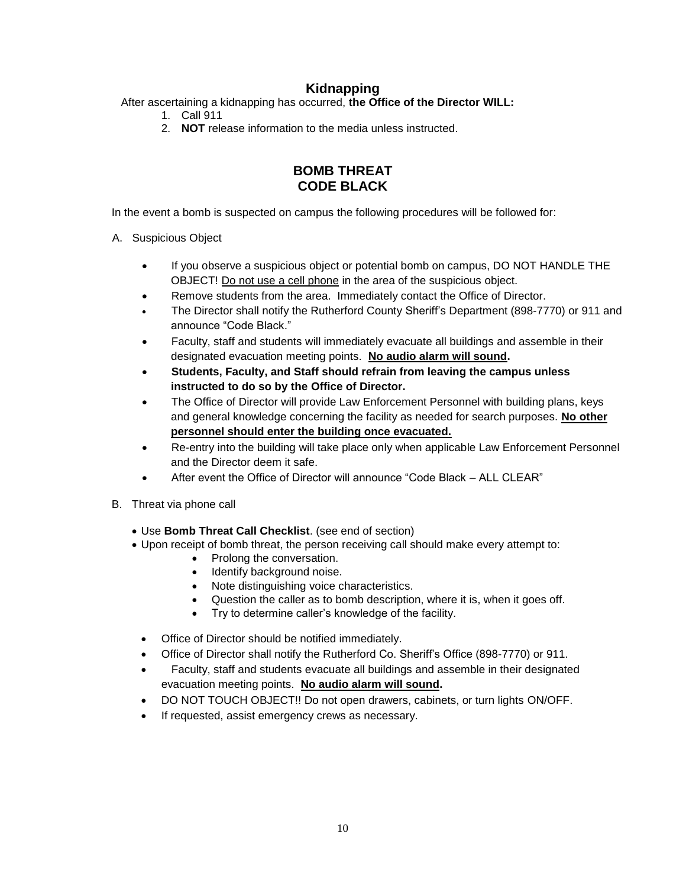## Kidnapping

After ascertaining a kidnapping has occurred, **the Office of the Director WILL:**

1. Call 911
2. **NOT** release information to the media unless instructed.

## BOMB THREAT
## CODE BLACK

In the event a bomb is suspected on campus the following procedures will be followed for:

A. Suspicious Object

- If you observe a suspicious object or potential bomb on campus, DO NOT HANDLE THE OBJECT! <u>Do not use a cell phone</u> in the area of the suspicious object.
- Remove students from the area. Immediately contact the Office of Director.
- The Director shall notify the Rutherford County Sheriff's Department (898-7770) or 911 and announce "Code Black."
- Faculty, staff and students will immediately evacuate all buildings and assemble in their designated evacuation meeting points. **<u>No audio alarm will sound</u>.**
- **Students, Faculty, and Staff should refrain from leaving the campus unless instructed to do so by the Office of Director.**
- The Office of Director will provide Law Enforcement Personnel with building plans, keys and general knowledge concerning the facility as needed for search purposes. **<u>No other personnel should enter the building once evacuated.</u>**
- Re-entry into the building will take place only when applicable Law Enforcement Personnel and the Director deem it safe.
- After event the Office of Director will announce "Code Black – ALL CLEAR"

B. Threat via phone call

- Use **Bomb Threat Call Checklist**. (see end of section)
- Upon receipt of bomb threat, the person receiving call should make every attempt to:
  - Prolong the conversation.
  - Identify background noise.
  - Note distinguishing voice characteristics.
  - Question the caller as to bomb description, where it is, when it goes off.
  - Try to determine caller's knowledge of the facility.

- Office of Director should be notified immediately.
- Office of Director shall notify the Rutherford Co. Sheriff's Office (898-7770) or 911.
- Faculty, staff and students evacuate all buildings and assemble in their designated evacuation meeting points. **<u>No audio alarm will sound</u>.**
- DO NOT TOUCH OBJECT!! Do not open drawers, cabinets, or turn lights ON/OFF.
- If requested, assist emergency crews as necessary.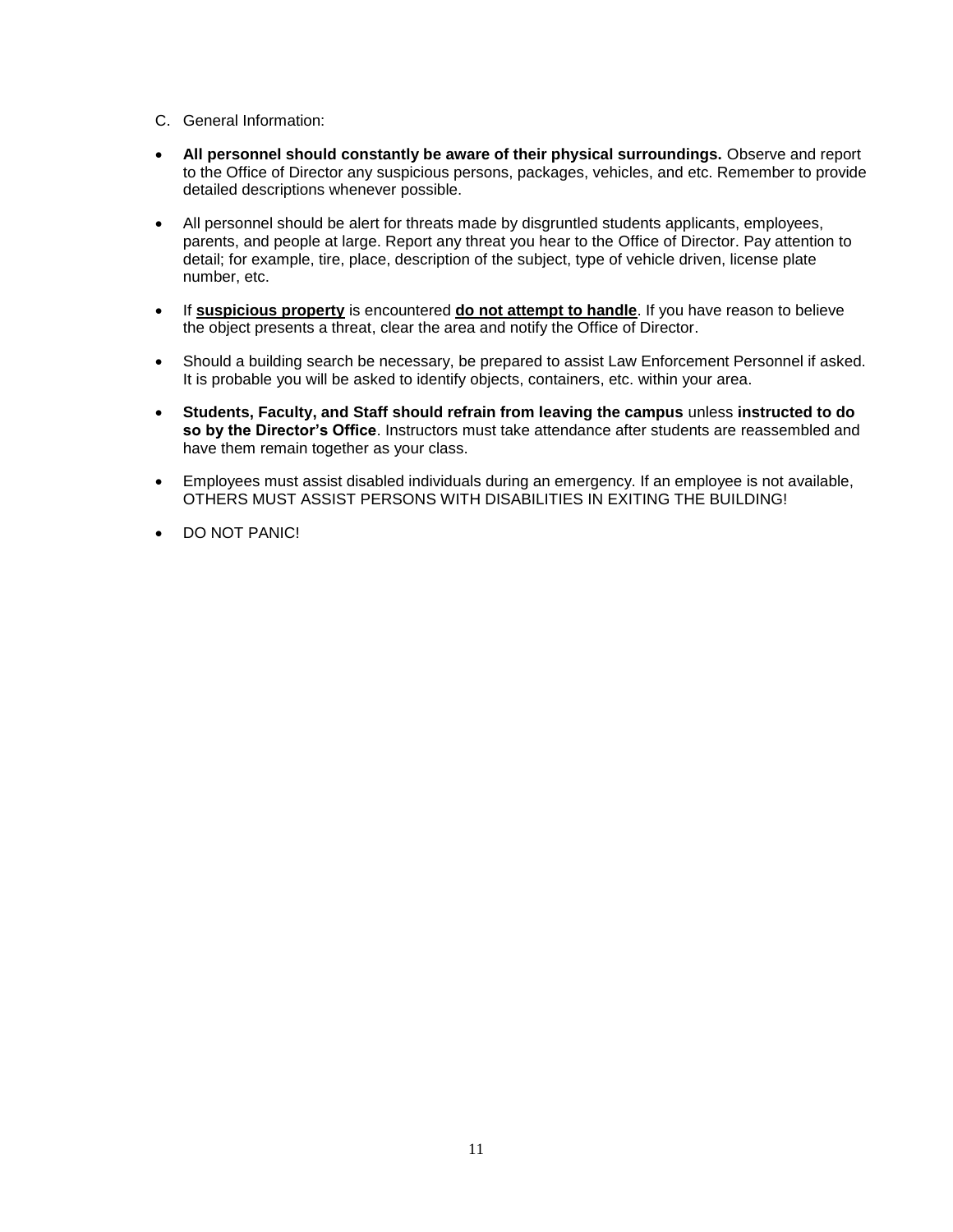C. General Information:

- **All personnel should constantly be aware of their physical surroundings.** Observe and report to the Office of Director any suspicious persons, packages, vehicles, and etc. Remember to provide detailed descriptions whenever possible.

- All personnel should be alert for threats made by disgruntled students applicants, employees, parents, and people at large. Report any threat you hear to the Office of Director. Pay attention to detail; for example, tire, place, description of the subject, type of vehicle driven, license plate number, etc.

- If <u>**suspicious property**</u> is encountered <u>**do not attempt to handle**</u>. If you have reason to believe the object presents a threat, clear the area and notify the Office of Director.

- Should a building search be necessary, be prepared to assist Law Enforcement Personnel if asked. It is probable you will be asked to identify objects, containers, etc. within your area.

- **Students, Faculty, and Staff should refrain from leaving the campus** unless **instructed to do so by the Director's Office**. Instructors must take attendance after students are reassembled and have them remain together as your class.

- Employees must assist disabled individuals during an emergency. If an employee is not available, OTHERS MUST ASSIST PERSONS WITH DISABILITIES IN EXITING THE BUILDING!

- DO NOT PANIC!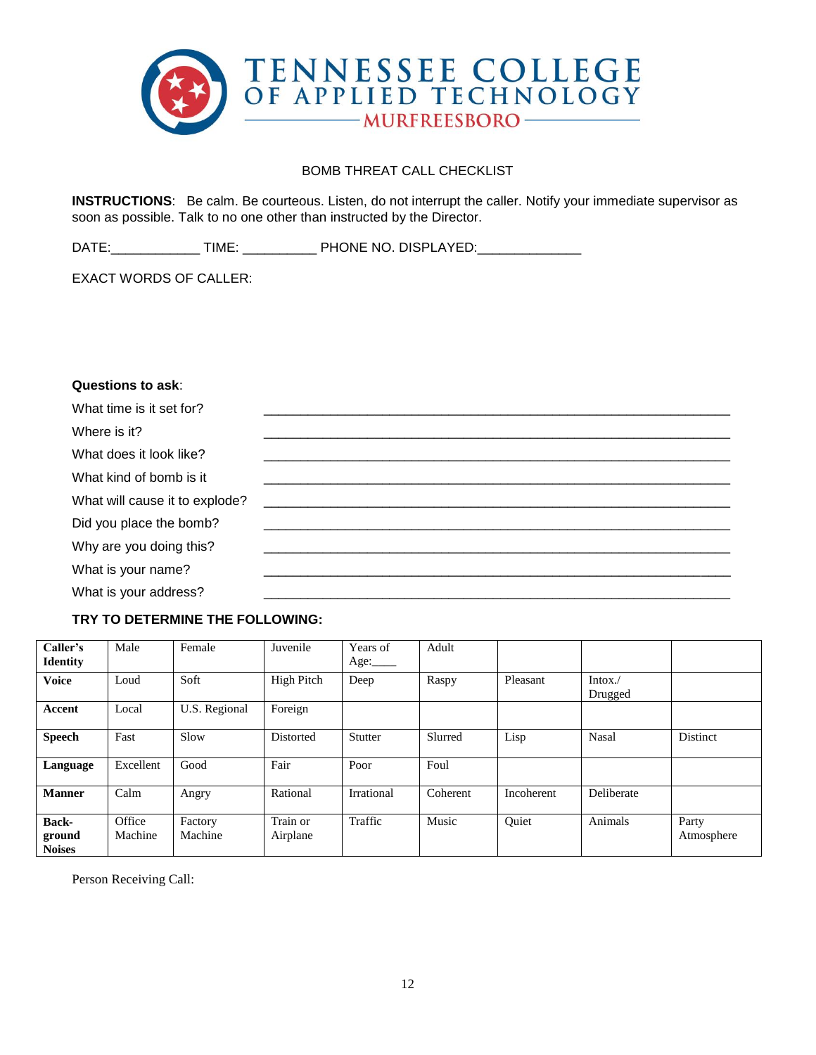# TENNESSEE COLLEGE OF APPLIED TECHNOLOGY
## MURFREESBORO

BOMB THREAT CALL CHECKLIST

**INSTRUCTIONS**: Be calm. Be courteous. Listen, do not interrupt the caller. Notify your immediate supervisor as soon as possible. Talk to no one other than instructed by the Director.

DATE:____________ TIME: __________ PHONE NO. DISPLAYED:______________

EXACT WORDS OF CALLER:

**Questions to ask**:

What time is it set for? ____________________________________________________________

Where is it? ____________________________________________________________

What does it look like? ____________________________________________________________

What kind of bomb is it ____________________________________________________________

What will cause it to explode? ____________________________________________________________

Did you place the bomb? ____________________________________________________________

Why are you doing this? ____________________________________________________________

What is your name? ____________________________________________________________

What is your address? ____________________________________________________________

**TRY TO DETERMINE THE FOLLOWING:**

| | | | | | | | | |
|---|---|---|---|---|---|---|---|---|
| **Caller's Identity** | Male | Female | Juvenile | Years of Age:____ | Adult | | | |
| **Voice** | Loud | Soft | High Pitch | Deep | Raspy | Pleasant | Intox./ Drugged | |
| **Accent** | Local | U.S. Regional | Foreign | | | | | |
| **Speech** | Fast | Slow | Distorted | Stutter | Slurred | Lisp | Nasal | Distinct |
| **Language** | Excellent | Good | Fair | Poor | Foul | | | |
| **Manner** | Calm | Angry | Rational | Irrational | Coherent | Incoherent | Deliberate | |
| **Back-ground Noises** | Office Machine | Factory Machine | Train or Airplane | Traffic | Music | Quiet | Animals | Party Atmosphere |

Person Receiving Call: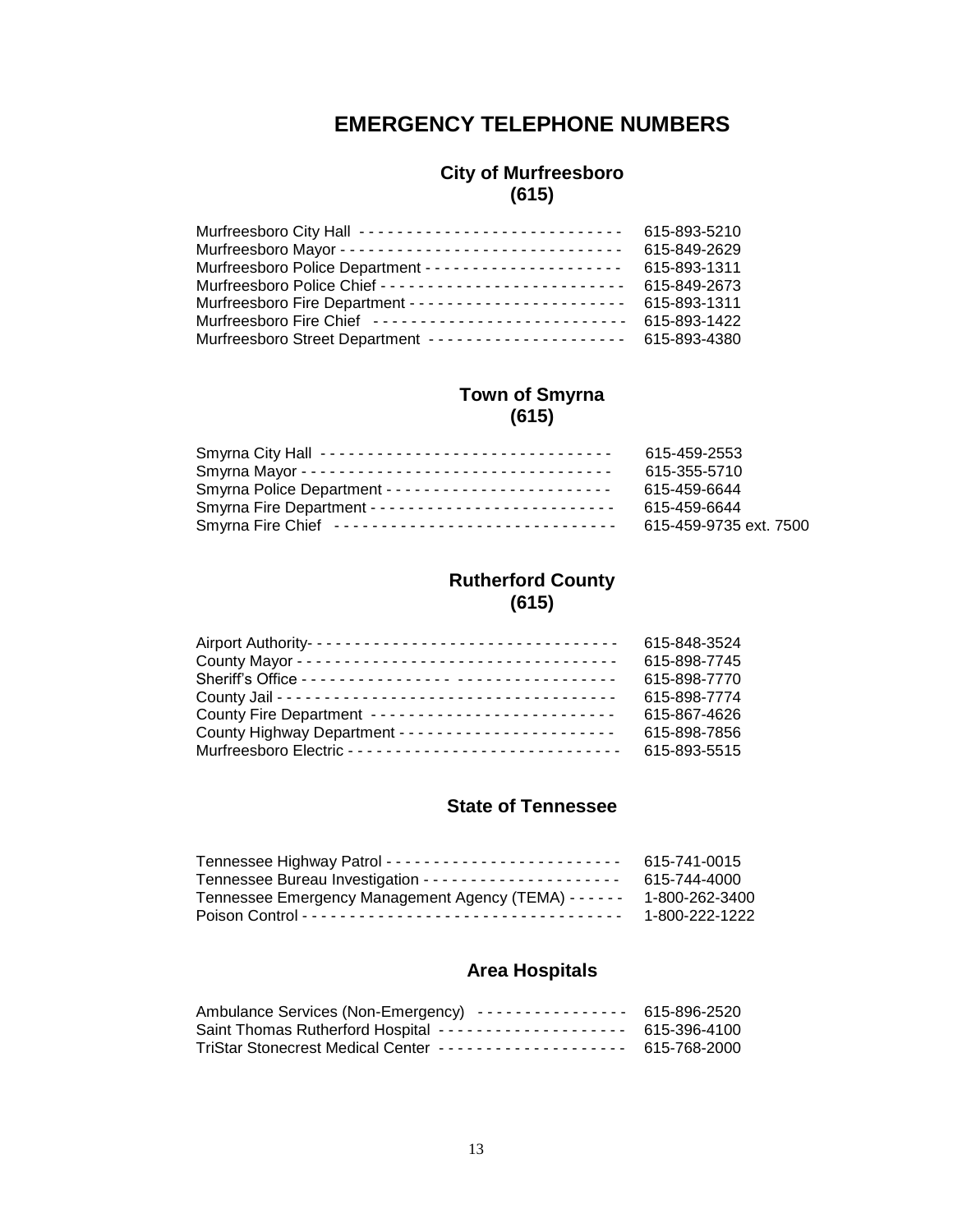# EMERGENCY TELEPHONE NUMBERS

## City of Murfreesboro
## (615)

| | |
|---|---|
| Murfreesboro City Hall | 615-893-5210 |
| Murfreesboro Mayor | 615-849-2629 |
| Murfreesboro Police Department | 615-893-1311 |
| Murfreesboro Police Chief | 615-849-2673 |
| Murfreesboro Fire Department | 615-893-1311 |
| Murfreesboro Fire Chief | 615-893-1422 |
| Murfreesboro Street Department | 615-893-4380 |

## Town of Smyrna
## (615)

| | |
|---|---|
| Smyrna City Hall | 615-459-2553 |
| Smyrna Mayor | 615-355-5710 |
| Smyrna Police Department | 615-459-6644 |
| Smyrna Fire Department | 615-459-6644 |
| Smyrna Fire Chief | 615-459-9735 ext. 7500 |

## Rutherford County
## (615)

| | |
|---|---|
| Airport Authority | 615-848-3524 |
| County Mayor | 615-898-7745 |
| Sheriff's Office | 615-898-7770 |
| County Jail | 615-898-7774 |
| County Fire Department | 615-867-4626 |
| County Highway Department | 615-898-7856 |
| Murfreesboro Electric | 615-893-5515 |

## State of Tennessee

| | |
|---|---|
| Tennessee Highway Patrol | 615-741-0015 |
| Tennessee Bureau Investigation | 615-744-4000 |
| Tennessee Emergency Management Agency (TEMA) | 1-800-262-3400 |
| Poison Control | 1-800-222-1222 |

## Area Hospitals

| | |
|---|---|
| Ambulance Services (Non-Emergency) | 615-896-2520 |
| Saint Thomas Rutherford Hospital | 615-396-4100 |
| TriStar Stonecrest Medical Center | 615-768-2000 |